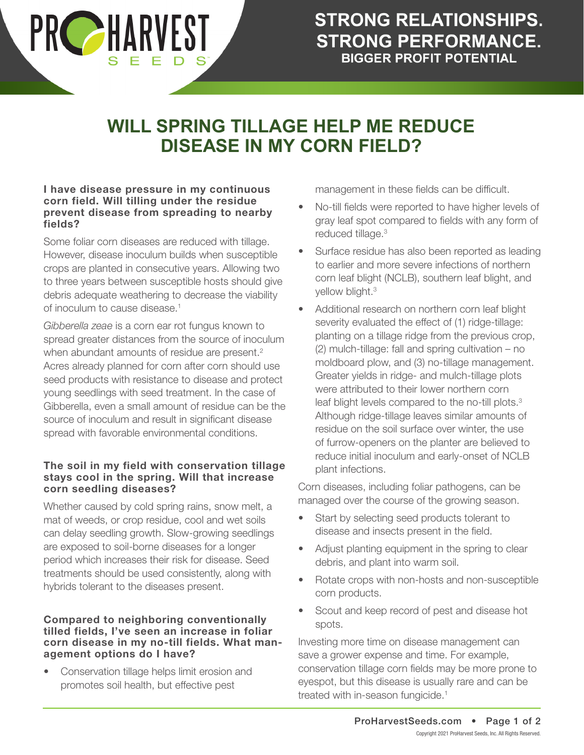STRONG RELATIONSHIPS.
STRONG PERFORMANCE.
BIGGER PROFIT POTENTIAL

# WILL SPRING TILLAGE HELP ME REDUCE DISEASE IN MY CORN FIELD?

**I have disease pressure in my continuous corn field. Will tilling under the residue prevent disease from spreading to nearby fields?**

Some foliar corn diseases are reduced with tillage. However, disease inoculum builds when susceptible crops are planted in consecutive years. Allowing two to three years between susceptible hosts should give debris adequate weathering to decrease the viability of inoculum to cause disease.[1]

*Gibberella zeae* is a corn ear rot fungus known to spread greater distances from the source of inoculum when abundant amounts of residue are present.[2] Acres already planned for corn after corn should use seed products with resistance to disease and protect young seedlings with seed treatment. In the case of Gibberella, even a small amount of residue can be the source of inoculum and result in significant disease spread with favorable environmental conditions.

**The soil in my field with conservation tillage stays cool in the spring. Will that increase corn seedling diseases?**

Whether caused by cold spring rains, snow melt, a mat of weeds, or crop residue, cool and wet soils can delay seedling growth. Slow-growing seedlings are exposed to soil-borne diseases for a longer period which increases their risk for disease. Seed treatments should be used consistently, along with hybrids tolerant to the diseases present.

**Compared to neighboring conventionally tilled fields, I've seen an increase in foliar corn disease in my no-till fields. What management options do I have?**

- Conservation tillage helps limit erosion and promotes soil health, but effective pest management in these fields can be difficult.
- No-till fields were reported to have higher levels of gray leaf spot compared to fields with any form of reduced tillage.[3]
- Surface residue has also been reported as leading to earlier and more severe infections of northern corn leaf blight (NCLB), southern leaf blight, and yellow blight.[3]
- Additional research on northern corn leaf blight severity evaluated the effect of (1) ridge-tillage: planting on a tillage ridge from the previous crop, (2) mulch-tillage: fall and spring cultivation – no moldboard plow, and (3) no-tillage management. Greater yields in ridge- and mulch-tillage plots were attributed to their lower northern corn leaf blight levels compared to the no-till plots.[3] Although ridge-tillage leaves similar amounts of residue on the soil surface over winter, the use of furrow-openers on the planter are believed to reduce initial inoculum and early-onset of NCLB plant infections.

Corn diseases, including foliar pathogens, can be managed over the course of the growing season.

- Start by selecting seed products tolerant to disease and insects present in the field.
- Adjust planting equipment in the spring to clear debris, and plant into warm soil.
- Rotate crops with non-hosts and non-susceptible corn products.
- Scout and keep record of pest and disease hot spots.

Investing more time on disease management can save a grower expense and time. For example, conservation tillage corn fields may be more prone to eyespot, but this disease is usually rare and can be treated with in-season fungicide.[1]

Copyright 2021 ProHarvest Seeds, Inc. All Rights Reserved.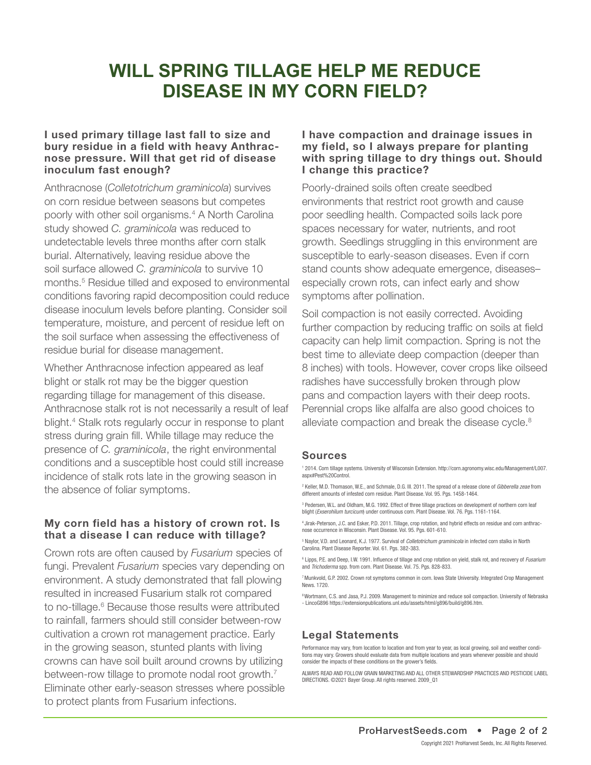# WILL SPRING TILLAGE HELP ME REDUCE DISEASE IN MY CORN FIELD?

### I used primary tillage last fall to size and bury residue in a field with heavy Anthracnose pressure. Will that get rid of disease inoculum fast enough?

Anthracnose (*Colletotrichum graminicola*) survives on corn residue between seasons but competes poorly with other soil organisms.[4] A North Carolina study showed *C. graminicola* was reduced to undetectable levels three months after corn stalk burial. Alternatively, leaving residue above the soil surface allowed *C. graminicola* to survive 10 months.[5] Residue tilled and exposed to environmental conditions favoring rapid decomposition could reduce disease inoculum levels before planting. Consider soil temperature, moisture, and percent of residue left on the soil surface when assessing the effectiveness of residue burial for disease management.

Whether Anthracnose infection appeared as leaf blight or stalk rot may be the bigger question regarding tillage for management of this disease. Anthracnose stalk rot is not necessarily a result of leaf blight.[4] Stalk rots regularly occur in response to plant stress during grain fill. While tillage may reduce the presence of *C. graminicola*, the right environmental conditions and a susceptible host could still increase incidence of stalk rots late in the growing season in the absence of foliar symptoms.

### My corn field has a history of crown rot. Is that a disease I can reduce with tillage?

Crown rots are often caused by *Fusarium* species of fungi. Prevalent *Fusarium* species vary depending on environment. A study demonstrated that fall plowing resulted in increased Fusarium stalk rot compared to no-tillage.[6] Because those results were attributed to rainfall, farmers should still consider between-row cultivation a crown rot management practice. Early in the growing season, stunted plants with living crowns can have soil built around crowns by utilizing between-row tillage to promote nodal root growth.[7] Eliminate other early-season stresses where possible to protect plants from Fusarium infections.

### I have compaction and drainage issues in my field, so I always prepare for planting with spring tillage to dry things out. Should I change this practice?

Poorly-drained soils often create seedbed environments that restrict root growth and cause poor seedling health. Compacted soils lack pore spaces necessary for water, nutrients, and root growth. Seedlings struggling in this environment are susceptible to early-season diseases. Even if corn stand counts show adequate emergence, diseases– especially crown rots, can infect early and show symptoms after pollination.

Soil compaction is not easily corrected. Avoiding further compaction by reducing traffic on soils at field capacity can help limit compaction. Spring is not the best time to alleviate deep compaction (deeper than 8 inches) with tools. However, cover crops like oilseed radishes have successfully broken through plow pans and compaction layers with their deep roots. Perennial crops like alfalfa are also good choices to alleviate compaction and break the disease cycle.[8]

## Sources

[1] 2014. Corn tillage systems. University of Wisconsin Extension. http://corn.agronomy.wisc.edu/Management/L007.aspx#Pest%20Control.

[2] Keller, M.D. Thomason, W.E., and Schmale, D.G. III. 2011. The spread of a release clone of *Gibberella zeae* from different amounts of infested corn residue. Plant Disease. Vol. 95. Pgs. 1458-1464.

[3] Pedersen, W.L. and Oldham, M.G. 1992. Effect of three tillage practices on development of northern corn leaf blight (*Exserohilum turcicum*) under continuous corn. Plant Disease. Vol. 76. Pgs. 1161-1164.

[4] Jirak-Peterson, J.C. and Esker, P.D. 2011. Tillage, crop rotation, and hybrid effects on residue and corn anthracnose occurrence in Wisconsin. Plant Disease. Vol. 95. Pgs. 601-610.

[5] Naylor, V.D. and Leonard, K.J. 1977. Survival of *Colletotrichum graminicola* in infected corn stalks in North Carolina. Plant Disease Reporter. Vol. 61. Pgs. 382-383.

[6] Lipps, P.E. and Deep, I.W. 1991. Influence of tillage and crop rotation on yield, stalk rot, and recovery of *Fusarium* and *Trichoderma* spp. from corn. Plant Disease. Vol. 75. Pgs. 828-833.

[7] Munkvold, G.P. 2002. Crown rot symptoms common in corn. Iowa State University. Integrated Crop Management News. 1720.

[8] Wortmann, C.S. and Jasa, P.J. 2009. Management to minimize and reduce soil compaction. University of Nebraska - LincoG896 https://extensionpublications.unl.edu/assets/html/g896/build/g896.htm.

## Legal Statements

Performance may vary, from location to location and from year to year, as local growing, soil and weather conditions may vary. Growers should evaluate data from multiple locations and years whenever possible and should consider the impacts of these conditions on the grower's fields.

ALWAYS READ AND FOLLOW GRAIN MARKETING AND ALL OTHER STEWARDSHIP PRACTICES AND PESTICIDE LABEL DIRECTIONS. ©2021 Bayer Group. All rights reserved. 2009_Q1

ProHarvestSeeds.com

Copyright 2021 ProHarvest Seeds, Inc. All Rights Reserved.